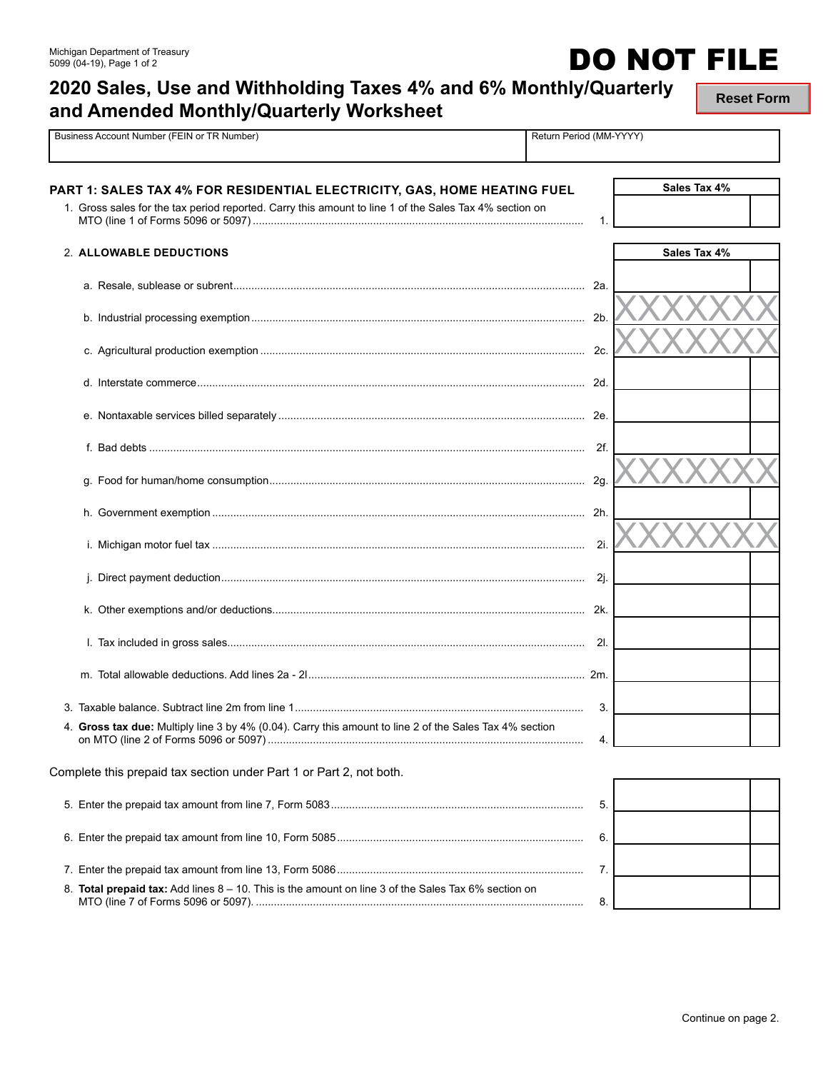Michigan Department of Treasury
5099 (04-19), Page 1 of 2

**DO NOT FILE**

# 2020 Sales, Use and Withholding Taxes 4% and 6% Monthly/Quarterly and Amended Monthly/Quarterly Worksheet

Reset Form

| Business Account Number (FEIN or TR Number) | Return Period (MM-YYYY) |
|---|---|
| | |

## PART 1: SALES TAX 4% FOR RESIDENTIAL ELECTRICITY, GAS, HOME HEATING FUEL

| | | Sales Tax 4% |
|---|---|---|
| 1. Gross sales for the tax period reported. Carry this amount to line 1 of the Sales Tax 4% section on MTO (line 1 of Forms 5096 or 5097) | 1. | |

| | | Sales Tax 4% |
|---|---|---|
| 2. **ALLOWABLE DEDUCTIONS** | | |
| a. Resale, sublease or subrent | 2a. | |
| b. Industrial processing exemption | 2b. | XXXXXXX |
| c. Agricultural production exemption | 2c. | XXXXXXX |
| d. Interstate commerce | 2d. | |
| e. Nontaxable services billed separately | 2e. | |
| f. Bad debts | 2f. | |
| g. Food for human/home consumption | 2g. | XXXXXXX |
| h. Government exemption | 2h. | |
| i. Michigan motor fuel tax | 2i. | XXXXXXX |
| j. Direct payment deduction | 2j. | |
| k. Other exemptions and/or deductions | 2k. | |
| l. Tax included in gross sales | 2l. | |
| m. Total allowable deductions. Add lines 2a - 2l | 2m. | |
| 3. Taxable balance. Subtract line 2m from line 1 | 3. | |
| 4. **Gross tax due:** Multiply line 3 by 4% (0.04). Carry this amount to line 2 of the Sales Tax 4% section on MTO (line 2 of Forms 5096 or 5097) | 4. | |

Complete this prepaid tax section under Part 1 or Part 2, not both.

| | | |
|---|---|---|
| 5. Enter the prepaid tax amount from line 7, Form 5083 | 5. | |
| 6. Enter the prepaid tax amount from line 10, Form 5085 | 6. | |
| 7. Enter the prepaid tax amount from line 13, Form 5086 | 7. | |
| 8. **Total prepaid tax:** Add lines 8 – 10. This is the amount on line 3 of the Sales Tax 6% section on MTO (line 7 of Forms 5096 or 5097). | 8. | |

Continue on page 2.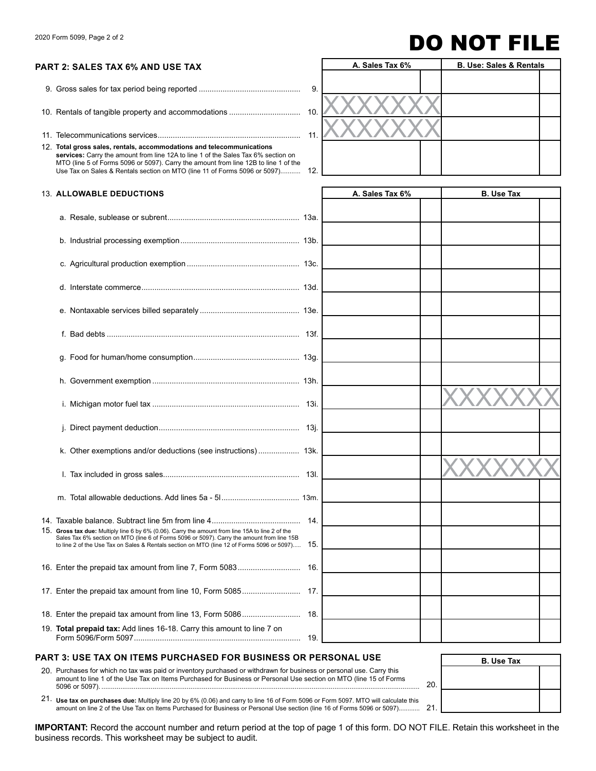# DO NOT FILE

## PART 2: SALES TAX 6% AND USE TAX

| | | A. Sales Tax 6% | B. Use: Sales & Rentals |
|---|---|---|---|
| 9. Gross sales for tax period being reported | 9. | | |
| 10. Rentals of tangible property and accommodations | 10. | XXXXXXX | |
| 11. Telecommunications services | 11. | XXXXXXX | |
| 12. **Total gross sales, rentals, accommodations and telecommunications services:** Carry the amount from line 12A to line 1 of the Sales Tax 6% section on MTO (line 5 of Forms 5096 or 5097). Carry the amount from line 12B to line 1 of the Use Tax on Sales & Rentals section on MTO (line 11 of Forms 5096 or 5097) | 12. | | |

| 13. **ALLOWABLE DEDUCTIONS** | | A. Sales Tax 6% | B. Use Tax |
|---|---|---|---|
| a. Resale, sublease or subrent | 13a. | | |
| b. Industrial processing exemption | 13b. | | |
| c. Agricultural production exemption | 13c. | | |
| d. Interstate commerce | 13d. | | |
| e. Nontaxable services billed separately | 13e. | | |
| f. Bad debts | 13f. | | |
| g. Food for human/home consumption | 13g. | | |
| h. Government exemption | 13h. | | |
| i. Michigan motor fuel tax | 13i. | | XXXXXXX |
| j. Direct payment deduction | 13j. | | |
| k. Other exemptions and/or deductions (see instructions) | 13k. | | |
| l. Tax included in gross sales | 13l. | | XXXXXXX |
| m. Total allowable deductions. Add lines 5a - 5l | 13m. | | |
| 14. Taxable balance. Subtract line 5m from line 4 | 14. | | |
| 15. **Gross tax due:** Multiply line 6 by 6% (0.06). Carry the amount from line 15A to line 2 of the Sales Tax 6% section on MTO (line 6 of Forms 5096 or 5097). Carry the amount from line 15B to line 2 of the Use Tax on Sales & Rentals section on MTO (line 12 of Forms 5096 or 5097) | 15. | | |
| 16. Enter the prepaid tax amount from line 7, Form 5083 | 16. | | |
| 17. Enter the prepaid tax amount from line 10, Form 5085 | 17. | | |
| 18. Enter the prepaid tax amount from line 13, Form 5086 | 18. | | |
| 19. **Total prepaid tax:** Add lines 16-18. Carry this amount to line 7 on Form 5096/Form 5097 | 19. | | |

## PART 3: USE TAX ON ITEMS PURCHASED FOR BUSINESS OR PERSONAL USE

| | | B. Use Tax |
|---|---|---|
| 20. Purchases for which no tax was paid or inventory purchased or withdrawn for business or personal use. Carry this amount to line 1 of the Use Tax on Items Purchased for Business or Personal Use section on MTO (line 15 of Forms 5096 or 5097). | 20. | |
| 21. **Use tax on purchases due:** Multiply line 20 by 6% (0.06) and carry to line 16 of Form 5096 or Form 5097. MTO will calculate this amount on line 2 of the Use Tax on Items Purchased for Business or Personal Use section (line 16 of Forms 5096 or 5097) | 21. | |

**IMPORTANT:** Record the account number and return period at the top of page 1 of this form. DO NOT FILE. Retain this worksheet in the business records. This worksheet may be subject to audit.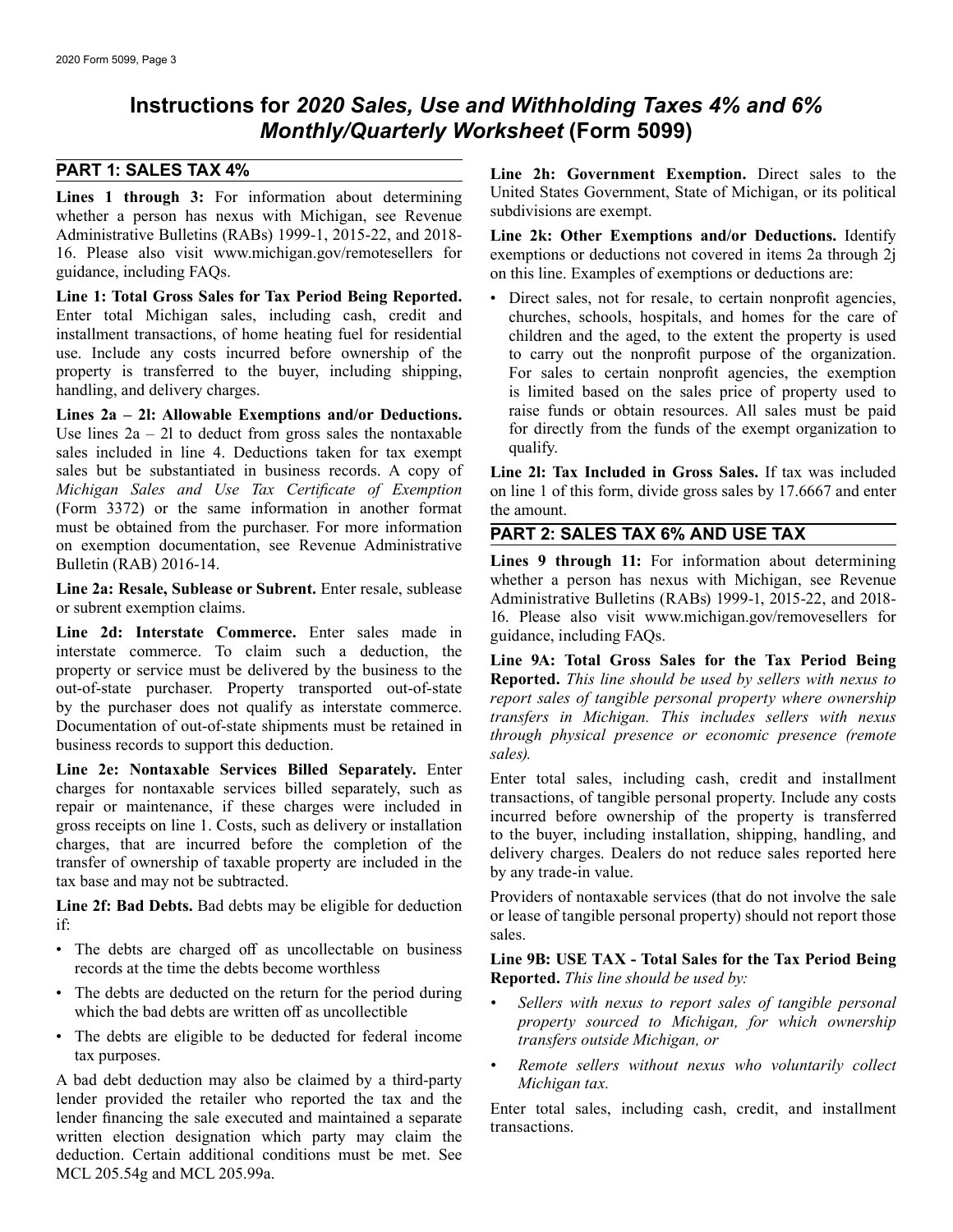# Instructions for *2020 Sales, Use and Withholding Taxes 4% and 6% Monthly/Quarterly Worksheet* (Form 5099)

## PART 1: SALES TAX 4%

**Lines 1 through 3:** For information about determining whether a person has nexus with Michigan, see Revenue Administrative Bulletins (RABs) 1999-1, 2015-22, and 2018-16. Please also visit www.michigan.gov/remotesellers for guidance, including FAQs.

**Line 1: Total Gross Sales for Tax Period Being Reported.** Enter total Michigan sales, including cash, credit and installment transactions, of home heating fuel for residential use. Include any costs incurred before ownership of the property is transferred to the buyer, including shipping, handling, and delivery charges.

**Lines 2a – 2l: Allowable Exemptions and/or Deductions.** Use lines 2a – 2l to deduct from gross sales the nontaxable sales included in line 4. Deductions taken for tax exempt sales but be substantiated in business records. A copy of *Michigan Sales and Use Tax Certificate of Exemption* (Form 3372) or the same information in another format must be obtained from the purchaser. For more information on exemption documentation, see Revenue Administrative Bulletin (RAB) 2016-14.

**Line 2a: Resale, Sublease or Subrent.** Enter resale, sublease or subrent exemption claims.

**Line 2d: Interstate Commerce.** Enter sales made in interstate commerce. To claim such a deduction, the property or service must be delivered by the business to the out-of-state purchaser. Property transported out-of-state by the purchaser does not qualify as interstate commerce. Documentation of out-of-state shipments must be retained in business records to support this deduction.

**Line 2e: Nontaxable Services Billed Separately.** Enter charges for nontaxable services billed separately, such as repair or maintenance, if these charges were included in gross receipts on line 1. Costs, such as delivery or installation charges, that are incurred before the completion of the transfer of ownership of taxable property are included in the tax base and may not be subtracted.

**Line 2f: Bad Debts.** Bad debts may be eligible for deduction if:

- The debts are charged off as uncollectable on business records at the time the debts become worthless
- The debts are deducted on the return for the period during which the bad debts are written off as uncollectible
- The debts are eligible to be deducted for federal income tax purposes.

A bad debt deduction may also be claimed by a third-party lender provided the retailer who reported the tax and the lender financing the sale executed and maintained a separate written election designation which party may claim the deduction. Certain additional conditions must be met. See MCL 205.54g and MCL 205.99a.

**Line 2h: Government Exemption.** Direct sales to the United States Government, State of Michigan, or its political subdivisions are exempt.

**Line 2k: Other Exemptions and/or Deductions.** Identify exemptions or deductions not covered in items 2a through 2j on this line. Examples of exemptions or deductions are:

- Direct sales, not for resale, to certain nonprofit agencies, churches, schools, hospitals, and homes for the care of children and the aged, to the extent the property is used to carry out the nonprofit purpose of the organization. For sales to certain nonprofit agencies, the exemption is limited based on the sales price of property used to raise funds or obtain resources. All sales must be paid for directly from the funds of the exempt organization to qualify.

**Line 2l: Tax Included in Gross Sales.** If tax was included on line 1 of this form, divide gross sales by 17.6667 and enter the amount.

## PART 2: SALES TAX 6% AND USE TAX

**Lines 9 through 11:** For information about determining whether a person has nexus with Michigan, see Revenue Administrative Bulletins (RABs) 1999-1, 2015-22, and 2018-16. Please also visit www.michigan.gov/removesellers for guidance, including FAQs.

**Line 9A: Total Gross Sales for the Tax Period Being Reported.** *This line should be used by sellers with nexus to report sales of tangible personal property where ownership transfers in Michigan. This includes sellers with nexus through physical presence or economic presence (remote sales).*

Enter total sales, including cash, credit and installment transactions, of tangible personal property. Include any costs incurred before ownership of the property is transferred to the buyer, including installation, shipping, handling, and delivery charges. Dealers do not reduce sales reported here by any trade-in value.

Providers of nontaxable services (that do not involve the sale or lease of tangible personal property) should not report those sales.

**Line 9B: USE TAX - Total Sales for the Tax Period Being Reported.** *This line should be used by:*

- *Sellers with nexus to report sales of tangible personal property sourced to Michigan, for which ownership transfers outside Michigan, or*
- *Remote sellers without nexus who voluntarily collect Michigan tax.*

Enter total sales, including cash, credit, and installment transactions.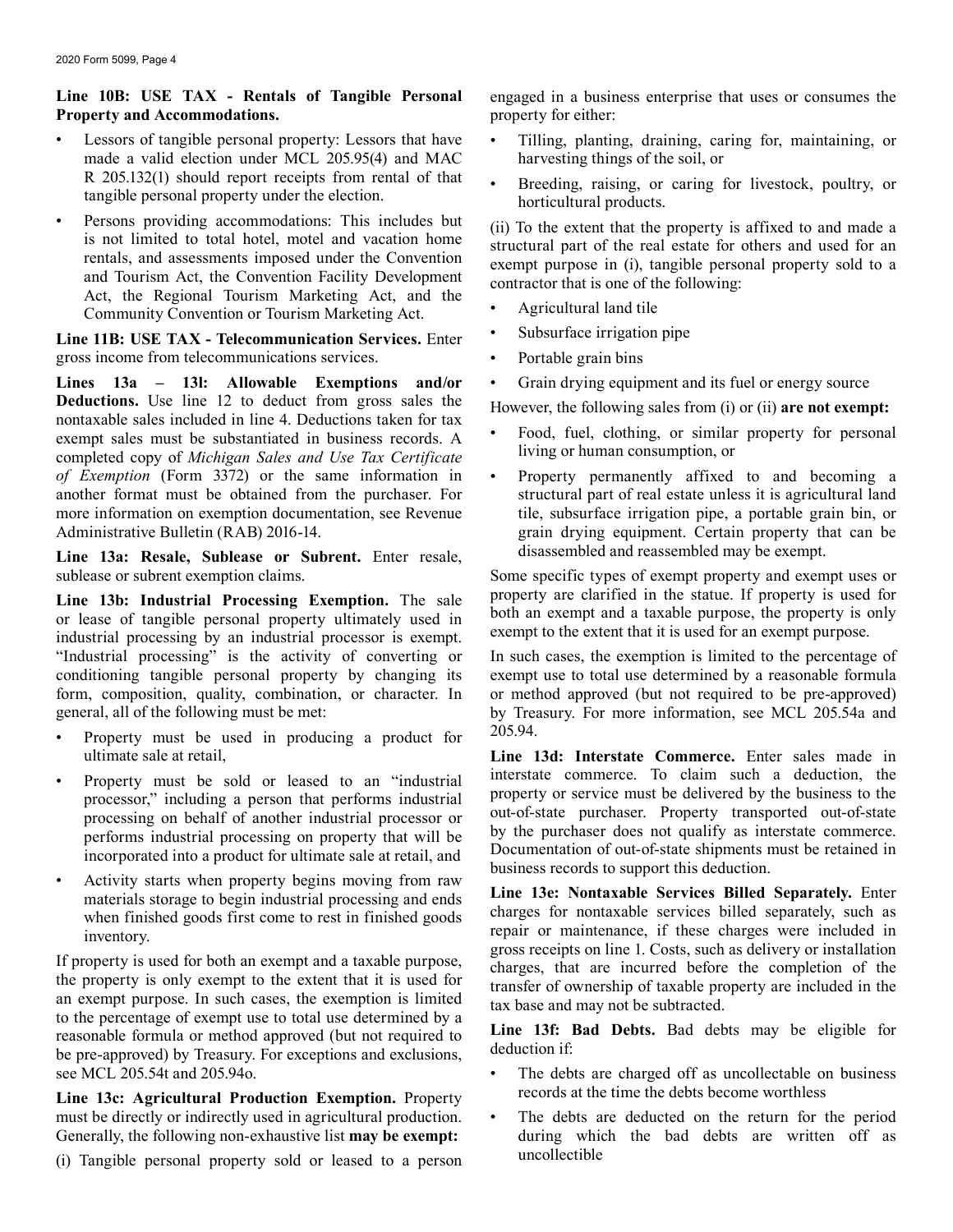**Line 10B: USE TAX - Rentals of Tangible Personal Property and Accommodations.**

- Lessors of tangible personal property: Lessors that have made a valid election under MCL 205.95(4) and MAC R 205.132(1) should report receipts from rental of that tangible personal property under the election.
- Persons providing accommodations: This includes but is not limited to total hotel, motel and vacation home rentals, and assessments imposed under the Convention and Tourism Act, the Convention Facility Development Act, the Regional Tourism Marketing Act, and the Community Convention or Tourism Marketing Act.

**Line 11B: USE TAX - Telecommunication Services.** Enter gross income from telecommunications services.

**Lines 13a – 13l: Allowable Exemptions and/or Deductions.** Use line 12 to deduct from gross sales the nontaxable sales included in line 4. Deductions taken for tax exempt sales must be substantiated in business records. A completed copy of *Michigan Sales and Use Tax Certificate of Exemption* (Form 3372) or the same information in another format must be obtained from the purchaser. For more information on exemption documentation, see Revenue Administrative Bulletin (RAB) 2016-14.

**Line 13a: Resale, Sublease or Subrent.** Enter resale, sublease or subrent exemption claims.

**Line 13b: Industrial Processing Exemption.** The sale or lease of tangible personal property ultimately used in industrial processing by an industrial processor is exempt. "Industrial processing" is the activity of converting or conditioning tangible personal property by changing its form, composition, quality, combination, or character. In general, all of the following must be met:

- Property must be used in producing a product for ultimate sale at retail,
- Property must be sold or leased to an "industrial processor," including a person that performs industrial processing on behalf of another industrial processor or performs industrial processing on property that will be incorporated into a product for ultimate sale at retail, and
- Activity starts when property begins moving from raw materials storage to begin industrial processing and ends when finished goods first come to rest in finished goods inventory.

If property is used for both an exempt and a taxable purpose, the property is only exempt to the extent that it is used for an exempt purpose. In such cases, the exemption is limited to the percentage of exempt use to total use determined by a reasonable formula or method approved (but not required to be pre-approved) by Treasury. For exceptions and exclusions, see MCL 205.54t and 205.94o.

**Line 13c: Agricultural Production Exemption.** Property must be directly or indirectly used in agricultural production. Generally, the following non-exhaustive list **may be exempt:**

(i) Tangible personal property sold or leased to a person engaged in a business enterprise that uses or consumes the property for either:

- Tilling, planting, draining, caring for, maintaining, or harvesting things of the soil, or
- Breeding, raising, or caring for livestock, poultry, or horticultural products.

(ii) To the extent that the property is affixed to and made a structural part of the real estate for others and used for an exempt purpose in (i), tangible personal property sold to a contractor that is one of the following:

- Agricultural land tile
- Subsurface irrigation pipe
- Portable grain bins
- Grain drying equipment and its fuel or energy source

However, the following sales from (i) or (ii) **are not exempt:**

- Food, fuel, clothing, or similar property for personal living or human consumption, or
- Property permanently affixed to and becoming a structural part of real estate unless it is agricultural land tile, subsurface irrigation pipe, a portable grain bin, or grain drying equipment. Certain property that can be disassembled and reassembled may be exempt.

Some specific types of exempt property and exempt uses or property are clarified in the statue. If property is used for both an exempt and a taxable purpose, the property is only exempt to the extent that it is used for an exempt purpose.

In such cases, the exemption is limited to the percentage of exempt use to total use determined by a reasonable formula or method approved (but not required to be pre-approved) by Treasury. For more information, see MCL 205.54a and 205.94.

**Line 13d: Interstate Commerce.** Enter sales made in interstate commerce. To claim such a deduction, the property or service must be delivered by the business to the out-of-state purchaser. Property transported out-of-state by the purchaser does not qualify as interstate commerce. Documentation of out-of-state shipments must be retained in business records to support this deduction.

**Line 13e: Nontaxable Services Billed Separately.** Enter charges for nontaxable services billed separately, such as repair or maintenance, if these charges were included in gross receipts on line 1. Costs, such as delivery or installation charges, that are incurred before the completion of the transfer of ownership of taxable property are included in the tax base and may not be subtracted.

**Line 13f: Bad Debts.** Bad debts may be eligible for deduction if:

- The debts are charged off as uncollectable on business records at the time the debts become worthless
- The debts are deducted on the return for the period during which the bad debts are written off as uncollectible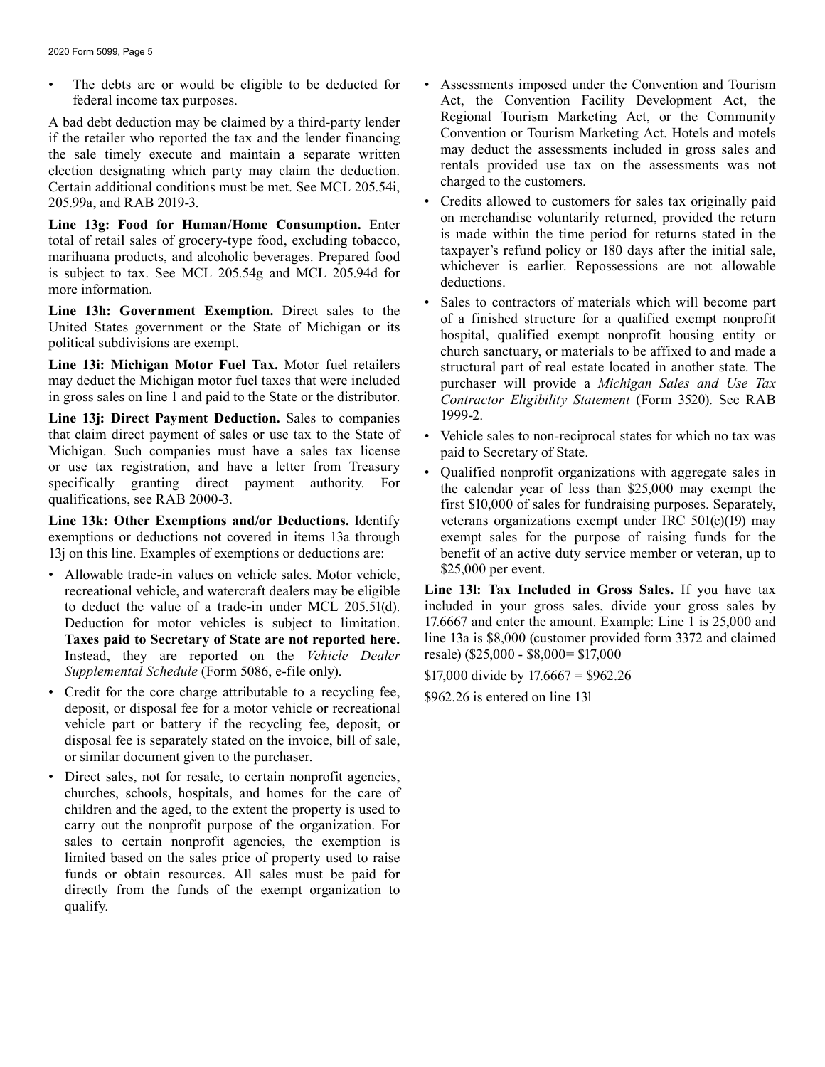- The debts are or would be eligible to be deducted for federal income tax purposes.

A bad debt deduction may be claimed by a third-party lender if the retailer who reported the tax and the lender financing the sale timely execute and maintain a separate written election designating which party may claim the deduction. Certain additional conditions must be met. See MCL 205.54i, 205.99a, and RAB 2019-3.

**Line 13g: Food for Human/Home Consumption.** Enter total of retail sales of grocery-type food, excluding tobacco, marihuana products, and alcoholic beverages. Prepared food is subject to tax. See MCL 205.54g and MCL 205.94d for more information.

**Line 13h: Government Exemption.** Direct sales to the United States government or the State of Michigan or its political subdivisions are exempt.

**Line 13i: Michigan Motor Fuel Tax.** Motor fuel retailers may deduct the Michigan motor fuel taxes that were included in gross sales on line 1 and paid to the State or the distributor.

**Line 13j: Direct Payment Deduction.** Sales to companies that claim direct payment of sales or use tax to the State of Michigan. Such companies must have a sales tax license or use tax registration, and have a letter from Treasury specifically granting direct payment authority. For qualifications, see RAB 2000-3.

**Line 13k: Other Exemptions and/or Deductions.** Identify exemptions or deductions not covered in items 13a through 13j on this line. Examples of exemptions or deductions are:

- Allowable trade-in values on vehicle sales. Motor vehicle, recreational vehicle, and watercraft dealers may be eligible to deduct the value of a trade-in under MCL 205.51(d). Deduction for motor vehicles is subject to limitation. **Taxes paid to Secretary of State are not reported here.** Instead, they are reported on the *Vehicle Dealer Supplemental Schedule* (Form 5086, e-file only).
- Credit for the core charge attributable to a recycling fee, deposit, or disposal fee for a motor vehicle or recreational vehicle part or battery if the recycling fee, deposit, or disposal fee is separately stated on the invoice, bill of sale, or similar document given to the purchaser.
- Direct sales, not for resale, to certain nonprofit agencies, churches, schools, hospitals, and homes for the care of children and the aged, to the extent the property is used to carry out the nonprofit purpose of the organization. For sales to certain nonprofit agencies, the exemption is limited based on the sales price of property used to raise funds or obtain resources. All sales must be paid for directly from the funds of the exempt organization to qualify.
- Assessments imposed under the Convention and Tourism Act, the Convention Facility Development Act, the Regional Tourism Marketing Act, or the Community Convention or Tourism Marketing Act. Hotels and motels may deduct the assessments included in gross sales and rentals provided use tax on the assessments was not charged to the customers.
- Credits allowed to customers for sales tax originally paid on merchandise voluntarily returned, provided the return is made within the time period for returns stated in the taxpayer's refund policy or 180 days after the initial sale, whichever is earlier. Repossessions are not allowable deductions.
- Sales to contractors of materials which will become part of a finished structure for a qualified exempt nonprofit hospital, qualified exempt nonprofit housing entity or church sanctuary, or materials to be affixed to and made a structural part of real estate located in another state. The purchaser will provide a *Michigan Sales and Use Tax Contractor Eligibility Statement* (Form 3520). See RAB 1999-2.
- Vehicle sales to non-reciprocal states for which no tax was paid to Secretary of State.
- Qualified nonprofit organizations with aggregate sales in the calendar year of less than $25,000 may exempt the first $10,000 of sales for fundraising purposes. Separately, veterans organizations exempt under IRC 501(c)(19) may exempt sales for the purpose of raising funds for the benefit of an active duty service member or veteran, up to $25,000 per event.

**Line 13l: Tax Included in Gross Sales.** If you have tax included in your gross sales, divide your gross sales by 17.6667 and enter the amount. Example: Line 1 is 25,000 and line 13a is $8,000 (customer provided form 3372 and claimed resale) ($25,000 - $8,000= $17,000

$17,000 divide by 17.6667 = $962.26

$962.26 is entered on line 13l